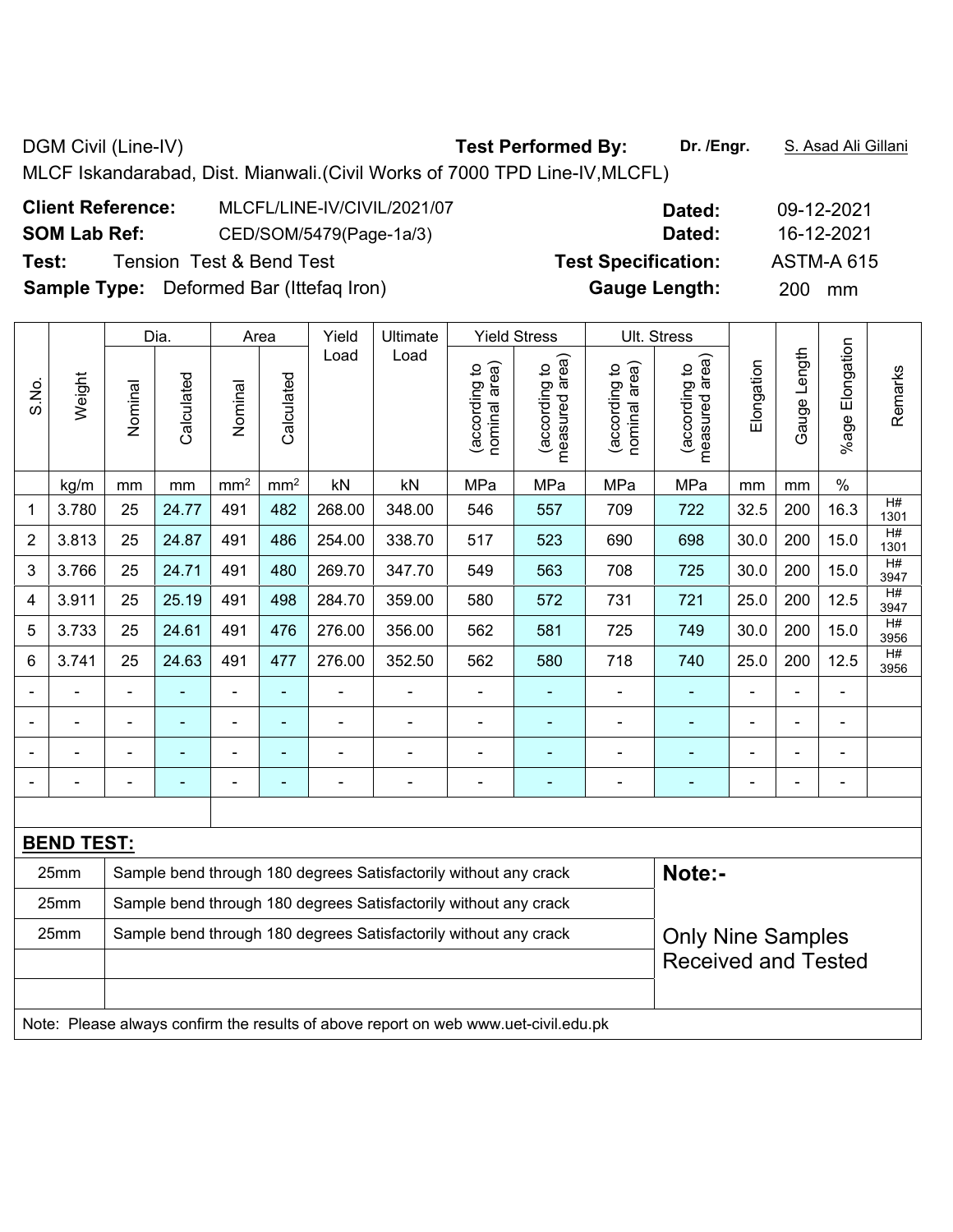DGM Civil (Line-IV) **Test Performed By:** **Dr. /Engr.** S. Asad Ali Gillani

MLCF Iskandarabad, Dist. Mianwali.(Civil Works of 7000 TPD Line-IV,MLCFL)

**Client Reference:** MLCFL/LINE-IV/CIVIL/2021/07 **Dated:** 09-12-2021

**SOM Lab Ref:** CED/SOM/5479(Page-1a/3) **Dated:** 16-12-2021

**Test:** Tension Test & Bend Test **Test Specification:** ASTM-A 615

**Sample Type:** Deformed Bar (Ittefaq Iron) **Gauge Length:** 200 mm

| S.No. | Weight | Dia. | | Area | | Yield Load | Ultimate Load | Yield Stress | | Ult. Stress | | Elongation | Gauge Length | %age Elongation | Remarks |
|---|---|---|---|---|---|---|---|---|---|---|---|---|---|---|---|
| | | Nominal | Calculated | Nominal | Calculated | | | (according to nominal area) | (according to measured area) | (according to nominal area) | (according to measured area) | | | | |
| | kg/m | mm | mm | mm² | mm² | kN | kN | MPa | MPa | MPa | MPa | mm | mm | % | |
| 1 | 3.780 | 25 | 24.77 | 491 | 482 | 268.00 | 348.00 | 546 | 557 | 709 | 722 | 32.5 | 200 | 16.3 | H# 1301 |
| 2 | 3.813 | 25 | 24.87 | 491 | 486 | 254.00 | 338.70 | 517 | 523 | 690 | 698 | 30.0 | 200 | 15.0 | H# 1301 |
| 3 | 3.766 | 25 | 24.71 | 491 | 480 | 269.70 | 347.70 | 549 | 563 | 708 | 725 | 30.0 | 200 | 15.0 | H# 3947 |
| 4 | 3.911 | 25 | 25.19 | 491 | 498 | 284.70 | 359.00 | 580 | 572 | 731 | 721 | 25.0 | 200 | 12.5 | H# 3947 |
| 5 | 3.733 | 25 | 24.61 | 491 | 476 | 276.00 | 356.00 | 562 | 581 | 725 | 749 | 30.0 | 200 | 15.0 | H# 3956 |
| 6 | 3.741 | 25 | 24.63 | 491 | 477 | 276.00 | 352.50 | 562 | 580 | 718 | 740 | 25.0 | 200 | 12.5 | H# 3956 |
| - | - | - | - | - | - | - | - | - | - | - | - | - | - | - | |
| - | - | - | - | - | - | - | - | - | - | - | - | - | - | - | |
| - | - | - | - | - | - | - | - | - | - | - | - | - | - | - | |
| - | - | - | - | - | - | - | - | - | - | - | - | - | - | - | |

**BEND TEST:**

| | | |
|---|---|---|
| 25mm | Sample bend through 180 degrees Satisfactorily without any crack | **Note:-** |
| 25mm | Sample bend through 180 degrees Satisfactorily without any crack | |
| 25mm | Sample bend through 180 degrees Satisfactorily without any crack | Only Nine Samples Received and Tested |

Note: Please always confirm the results of above report on web www.uet-civil.edu.pk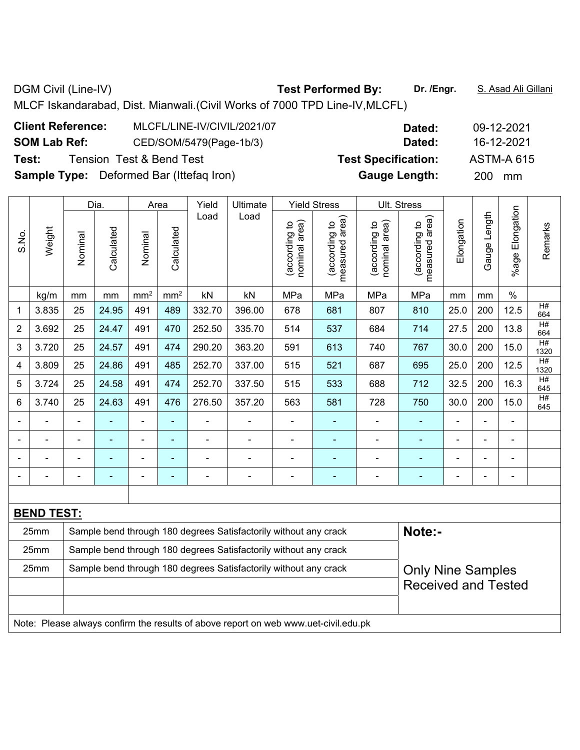DGM Civil (Line-IV) **Test Performed By:** **Dr. /Engr.** S. Asad Ali Gillani

MLCF Iskandarabad, Dist. Mianwali.(Civil Works of 7000 TPD Line-IV,MLCFL)

**Client Reference:** MLCFL/LINE-IV/CIVIL/2021/07 **Dated:** 09-12-2021

**SOM Lab Ref:** CED/SOM/5479(Page-1b/3) **Dated:** 16-12-2021

**Test:** Tension Test & Bend Test **Test Specification:** ASTM-A 615

**Sample Type:** Deformed Bar (Ittefaq Iron) **Gauge Length:** 200 mm

| S.No. | Weight | Dia. | | Area | | Yield Load | Ultimate Load | Yield Stress | | Ult. Stress | | Elongation | Gauge Length | %age Elongation | Remarks |
|---|---|---|---|---|---|---|---|---|---|---|---|---|---|---|---|
| | | Nominal | Calculated | Nominal | Calculated | | | (according to nominal area) | (according to measured area) | (according to nominal area) | (according to measured area) | | | | |
| | kg/m | mm | mm | mm² | mm² | kN | kN | MPa | MPa | MPa | MPa | mm | mm | % | |
| 1 | 3.835 | 25 | 24.95 | 491 | 489 | 332.70 | 396.00 | 678 | 681 | 807 | 810 | 25.0 | 200 | 12.5 | H# 664 |
| 2 | 3.692 | 25 | 24.47 | 491 | 470 | 252.50 | 335.70 | 514 | 537 | 684 | 714 | 27.5 | 200 | 13.8 | H# 664 |
| 3 | 3.720 | 25 | 24.57 | 491 | 474 | 290.20 | 363.20 | 591 | 613 | 740 | 767 | 30.0 | 200 | 15.0 | H# 1320 |
| 4 | 3.809 | 25 | 24.86 | 491 | 485 | 252.70 | 337.00 | 515 | 521 | 687 | 695 | 25.0 | 200 | 12.5 | H# 1320 |
| 5 | 3.724 | 25 | 24.58 | 491 | 474 | 252.70 | 337.50 | 515 | 533 | 688 | 712 | 32.5 | 200 | 16.3 | H# 645 |
| 6 | 3.740 | 25 | 24.63 | 491 | 476 | 276.50 | 357.20 | 563 | 581 | 728 | 750 | 30.0 | 200 | 15.0 | H# 645 |
| - | - | - | - | - | - | - | - | - | - | - | - | - | - | - | |
| - | - | - | - | - | - | - | - | - | - | - | - | - | - | - | |
| - | - | - | - | - | - | - | - | - | - | - | - | - | - | - | |
| - | - | - | - | - | - | - | - | - | - | - | - | - | - | - | |

**BEND TEST:**

| | | |
|---|---|---|
| 25mm | Sample bend through 180 degrees Satisfactorily without any crack | **Note:-** |
| 25mm | Sample bend through 180 degrees Satisfactorily without any crack | |
| 25mm | Sample bend through 180 degrees Satisfactorily without any crack | Only Nine Samples Received and Tested |

Note: Please always confirm the results of above report on web www.uet-civil.edu.pk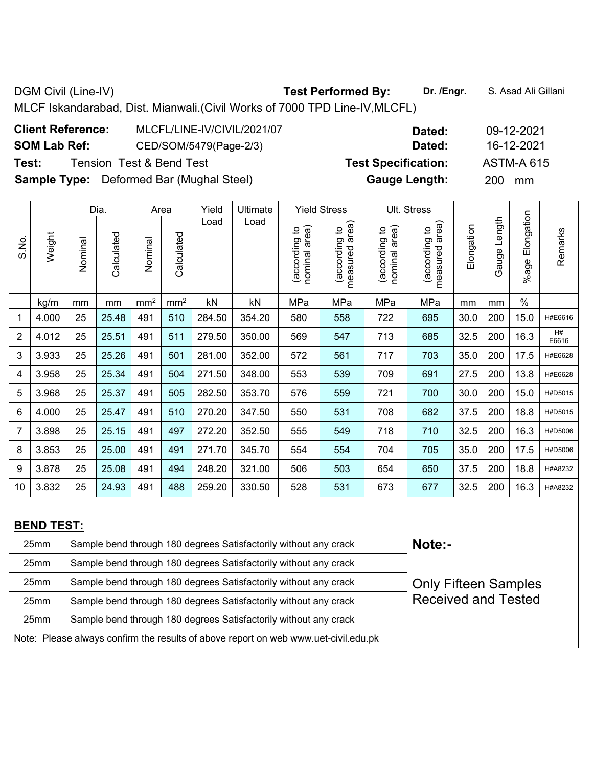DGM Civil (Line-IV) **Test Performed By:** **Dr. /Engr.** S. Asad Ali Gillani

MLCF Iskandarabad, Dist. Mianwali.(Civil Works of 7000 TPD Line-IV,MLCFL)

| | | | |
|---|---|---|---|
| **Client Reference:** | MLCFL/LINE-IV/CIVIL/2021/07 | **Dated:** | 09-12-2021 |
| **SOM Lab Ref:** | CED/SOM/5479(Page-2/3) | **Dated:** | 16-12-2021 |
| **Test:** | Tension Test & Bend Test | **Test Specification:** | ASTM-A 615 |
| **Sample Type:** | Deformed Bar (Mughal Steel) | **Gauge Length:** | 200 mm |

| S.No. | Weight | Dia. | | Area | | Yield Load | Ultimate Load | Yield Stress | | Ult. Stress | | Elongation | Gauge Length | %age Elongation | Remarks |
|---|---|---|---|---|---|---|---|---|---|---|---|---|---|---|---|
| | | Nominal | Calculated | Nominal | Calculated | | | (according to nominal area) | (according to measured area) | (according to nominal area) | (according to measured area) | | | | |
| | kg/m | mm | mm | mm² | mm² | kN | kN | MPa | MPa | MPa | MPa | mm | mm | % | |
| 1 | 4.000 | 25 | 25.48 | 491 | 510 | 284.50 | 354.20 | 580 | 558 | 722 | 695 | 30.0 | 200 | 15.0 | H#E6616 |
| 2 | 4.012 | 25 | 25.51 | 491 | 511 | 279.50 | 350.00 | 569 | 547 | 713 | 685 | 32.5 | 200 | 16.3 | H# E6616 |
| 3 | 3.933 | 25 | 25.26 | 491 | 501 | 281.00 | 352.00 | 572 | 561 | 717 | 703 | 35.0 | 200 | 17.5 | H#E6628 |
| 4 | 3.958 | 25 | 25.34 | 491 | 504 | 271.50 | 348.00 | 553 | 539 | 709 | 691 | 27.5 | 200 | 13.8 | H#E6628 |
| 5 | 3.968 | 25 | 25.37 | 491 | 505 | 282.50 | 353.70 | 576 | 559 | 721 | 700 | 30.0 | 200 | 15.0 | H#D5015 |
| 6 | 4.000 | 25 | 25.47 | 491 | 510 | 270.20 | 347.50 | 550 | 531 | 708 | 682 | 37.5 | 200 | 18.8 | H#D5015 |
| 7 | 3.898 | 25 | 25.15 | 491 | 497 | 272.20 | 352.50 | 555 | 549 | 718 | 710 | 32.5 | 200 | 16.3 | H#D5006 |
| 8 | 3.853 | 25 | 25.00 | 491 | 491 | 271.70 | 345.70 | 554 | 554 | 704 | 705 | 35.0 | 200 | 17.5 | H#D5006 |
| 9 | 3.878 | 25 | 25.08 | 491 | 494 | 248.20 | 321.00 | 506 | 503 | 654 | 650 | 37.5 | 200 | 18.8 | H#A8232 |
| 10 | 3.832 | 25 | 24.93 | 491 | 488 | 259.20 | 330.50 | 528 | 531 | 673 | 677 | 32.5 | 200 | 16.3 | H#A8232 |

**BEND TEST:**

| Size | Result |
|---|---|
| 25mm | Sample bend through 180 degrees Satisfactorily without any crack |
| 25mm | Sample bend through 180 degrees Satisfactorily without any crack |
| 25mm | Sample bend through 180 degrees Satisfactorily without any crack |
| 25mm | Sample bend through 180 degrees Satisfactorily without any crack |
| 25mm | Sample bend through 180 degrees Satisfactorily without any crack |

**Note:-**

Only Fifteen Samples Received and Tested

Note: Please always confirm the results of above report on web www.uet-civil.edu.pk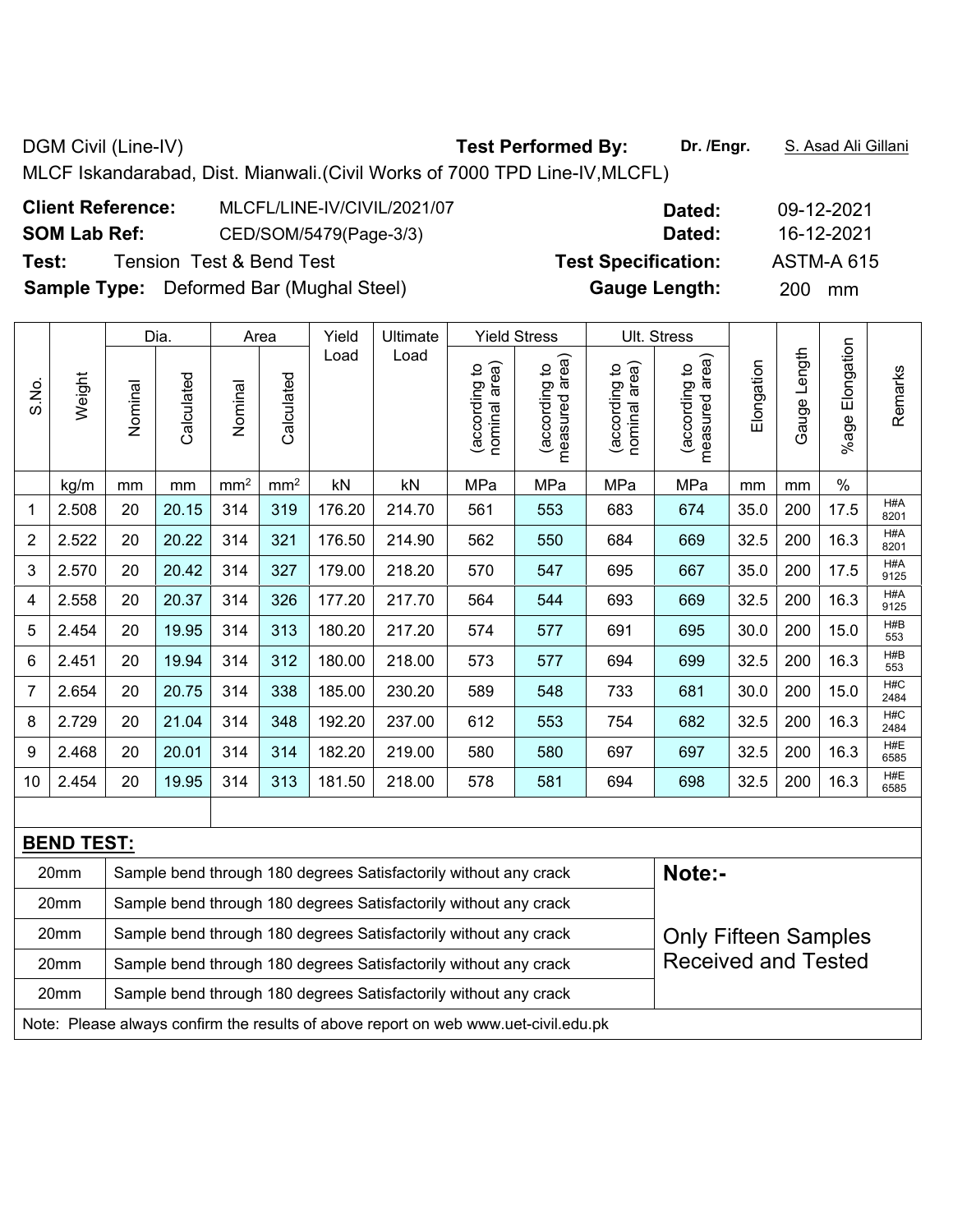DGM Civil (Line-IV) **Test Performed By:** **Dr. /Engr.** S. Asad Ali Gillani

MLCF Iskandarabad, Dist. Mianwali.(Civil Works of 7000 TPD Line-IV,MLCFL)

**Client Reference:** MLCFL/LINE-IV/CIVIL/2021/07 **Dated:** 09-12-2021

**SOM Lab Ref:** CED/SOM/5479(Page-3/3) **Dated:** 16-12-2021

**Test:** Tension Test & Bend Test **Test Specification:** ASTM-A 615

**Sample Type:** Deformed Bar (Mughal Steel) **Gauge Length:** 200 mm

| S.No. | Weight | Dia. | | Area | | Yield Load | Ultimate Load | Yield Stress | | Ult. Stress | | Elongation | Gauge Length | %age Elongation | Remarks |
|---|---|---|---|---|---|---|---|---|---|---|---|---|---|---|---|
| | | Nominal | Calculated | Nominal | Calculated | | | (according to nominal area) | (according to measured area) | (according to nominal area) | (according to measured area) | | | | |
| | kg/m | mm | mm | mm² | mm² | kN | kN | MPa | MPa | MPa | MPa | mm | mm | % | |
| 1 | 2.508 | 20 | 20.15 | 314 | 319 | 176.20 | 214.70 | 561 | 553 | 683 | 674 | 35.0 | 200 | 17.5 | H#A 8201 |
| 2 | 2.522 | 20 | 20.22 | 314 | 321 | 176.50 | 214.90 | 562 | 550 | 684 | 669 | 32.5 | 200 | 16.3 | H#A 8201 |
| 3 | 2.570 | 20 | 20.42 | 314 | 327 | 179.00 | 218.20 | 570 | 547 | 695 | 667 | 35.0 | 200 | 17.5 | H#A 9125 |
| 4 | 2.558 | 20 | 20.37 | 314 | 326 | 177.20 | 217.70 | 564 | 544 | 693 | 669 | 32.5 | 200 | 16.3 | H#A 9125 |
| 5 | 2.454 | 20 | 19.95 | 314 | 313 | 180.20 | 217.20 | 574 | 577 | 691 | 695 | 30.0 | 200 | 15.0 | H#B 553 |
| 6 | 2.451 | 20 | 19.94 | 314 | 312 | 180.00 | 218.00 | 573 | 577 | 694 | 699 | 32.5 | 200 | 16.3 | H#B 553 |
| 7 | 2.654 | 20 | 20.75 | 314 | 338 | 185.00 | 230.20 | 589 | 548 | 733 | 681 | 30.0 | 200 | 15.0 | H#C 2484 |
| 8 | 2.729 | 20 | 21.04 | 314 | 348 | 192.20 | 237.00 | 612 | 553 | 754 | 682 | 32.5 | 200 | 16.3 | H#C 2484 |
| 9 | 2.468 | 20 | 20.01 | 314 | 314 | 182.20 | 219.00 | 580 | 580 | 697 | 697 | 32.5 | 200 | 16.3 | H#E 6585 |
| 10 | 2.454 | 20 | 19.95 | 314 | 313 | 181.50 | 218.00 | 578 | 581 | 694 | 698 | 32.5 | 200 | 16.3 | H#E 6585 |

**BEND TEST:**

| Size | Result |
|---|---|
| 20mm | Sample bend through 180 degrees Satisfactorily without any crack |
| 20mm | Sample bend through 180 degrees Satisfactorily without any crack |
| 20mm | Sample bend through 180 degrees Satisfactorily without any crack |
| 20mm | Sample bend through 180 degrees Satisfactorily without any crack |
| 20mm | Sample bend through 180 degrees Satisfactorily without any crack |

**Note:-**

Only Fifteen Samples Received and Tested

Note: Please always confirm the results of above report on web www.uet-civil.edu.pk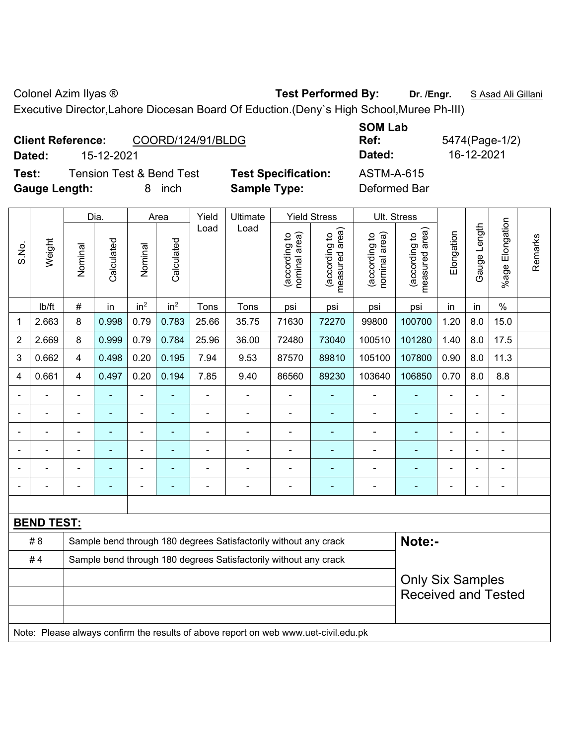Colonel Azim Ilyas ® **Test Performed By:** **Dr. /Engr.** S Asad Ali Gillani

Executive Director,Lahore Diocesan Board Of Eduction.(Deny`s High School,Muree Ph-III)

**Client Reference:** COORD/124/91/BLDG **SOM Lab Ref:** 5474(Page-1/2)

**Dated:** 15-12-2021 **Dated:** 16-12-2021

**Test:** Tension Test & Bend Test **Test Specification:** ASTM-A-615

**Gauge Length:** 8 inch **Sample Type:** Deformed Bar

| S.No. | Weight | Dia. | | Area | | Yield Load | Ultimate Load | Yield Stress | | Ult. Stress | | Elongation | Gauge Length | %age Elongation | Remarks |
|---|---|---|---|---|---|---|---|---|---|---|---|---|---|---|---|
| | | Nominal | Calculated | Nominal | Calculated | | | (according to nominal area) | (according to measured area) | (according to nominal area) | (according to measured area) | | | | |
| | lb/ft | # | in | $in^2$ | $in^2$ | Tons | Tons | psi | psi | psi | psi | in | in | % | |
| 1 | 2.663 | 8 | 0.998 | 0.79 | 0.783 | 25.66 | 35.75 | 71630 | 72270 | 99800 | 100700 | 1.20 | 8.0 | 15.0 | |
| 2 | 2.669 | 8 | 0.999 | 0.79 | 0.784 | 25.96 | 36.00 | 72480 | 73040 | 100510 | 101280 | 1.40 | 8.0 | 17.5 | |
| 3 | 0.662 | 4 | 0.498 | 0.20 | 0.195 | 7.94 | 9.53 | 87570 | 89810 | 105100 | 107800 | 0.90 | 8.0 | 11.3 | |
| 4 | 0.661 | 4 | 0.497 | 0.20 | 0.194 | 7.85 | 9.40 | 86560 | 89230 | 103640 | 106850 | 0.70 | 8.0 | 8.8 | |
| - | - | - | - | - | - | - | - | - | - | - | - | - | - | - | |
| - | - | - | - | - | - | - | - | - | - | - | - | - | - | - | |
| - | - | - | - | - | - | - | - | - | - | - | - | - | - | - | |
| - | - | - | - | - | - | - | - | - | - | - | - | - | - | - | |
| - | - | - | - | - | - | - | - | - | - | - | - | - | - | - | |
| - | - | - | - | - | - | - | - | - | - | - | - | - | - | - | |

**BEND TEST:**

| | | |
|---|---|---|
| # 8 | Sample bend through 180 degrees Satisfactorily without any crack | **Note:-** |
| # 4 | Sample bend through 180 degrees Satisfactorily without any crack | Only Six Samples Received and Tested |

Note: Please always confirm the results of above report on web www.uet-civil.edu.pk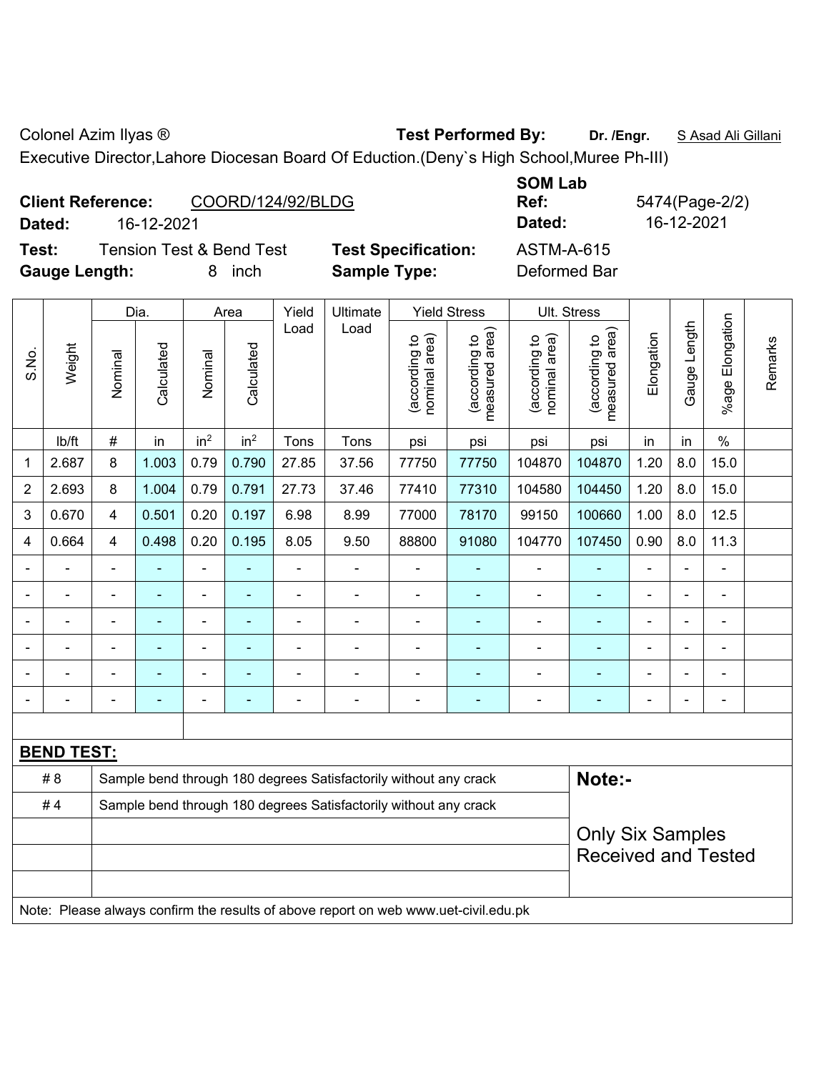Colonel Azim Ilyas ® **Test Performed By:** **Dr. /Engr.** S Asad Ali Gillani

Executive Director,Lahore Diocesan Board Of Eduction.(Deny`s High School,Muree Ph-III)

**Client Reference:** COORD/124/92/BLDG **SOM Lab Ref:** 5474(Page-2/2)

**Dated:** 16-12-2021 **Dated:** 16-12-2021

**Test:** Tension Test & Bend Test **Test Specification:** ASTM-A-615

**Gauge Length:** 8 inch **Sample Type:** Deformed Bar

| S.No. | Weight | Dia. | | Area | | Yield Load | Ultimate Load | Yield Stress | | Ult. Stress | | Elongation | Gauge Length | %age Elongation | Remarks |
|---|---|---|---|---|---|---|---|---|---|---|---|---|---|---|---|
| | | Nominal | Calculated | Nominal | Calculated | | | (according to nominal area) | (according to measured area) | (according to nominal area) | (according to measured area) | | | | |
| | lb/ft | # | in | $in^2$ | $in^2$ | Tons | Tons | psi | psi | psi | psi | in | in | % | |
| 1 | 2.687 | 8 | 1.003 | 0.79 | 0.790 | 27.85 | 37.56 | 77750 | 77750 | 104870 | 104870 | 1.20 | 8.0 | 15.0 | |
| 2 | 2.693 | 8 | 1.004 | 0.79 | 0.791 | 27.73 | 37.46 | 77410 | 77310 | 104580 | 104450 | 1.20 | 8.0 | 15.0 | |
| 3 | 0.670 | 4 | 0.501 | 0.20 | 0.197 | 6.98 | 8.99 | 77000 | 78170 | 99150 | 100660 | 1.00 | 8.0 | 12.5 | |
| 4 | 0.664 | 4 | 0.498 | 0.20 | 0.195 | 8.05 | 9.50 | 88800 | 91080 | 104770 | 107450 | 0.90 | 8.0 | 11.3 | |
| - | - | - | - | - | - | - | - | - | - | - | - | - | - | - | |
| - | - | - | - | - | - | - | - | - | - | - | - | - | - | - | |
| - | - | - | - | - | - | - | - | - | - | - | - | - | - | - | |
| - | - | - | - | - | - | - | - | - | - | - | - | - | - | - | |
| - | - | - | - | - | - | - | - | - | - | - | - | - | - | - | |
| - | - | - | - | - | - | - | - | - | - | - | - | - | - | - | |

**BEND TEST:**

| | | |
|---|---|---|
| # 8 | Sample bend through 180 degrees Satisfactorily without any crack | **Note:-** |
| # 4 | Sample bend through 180 degrees Satisfactorily without any crack | Only Six Samples Received and Tested |

Note: Please always confirm the results of above report on web www.uet-civil.edu.pk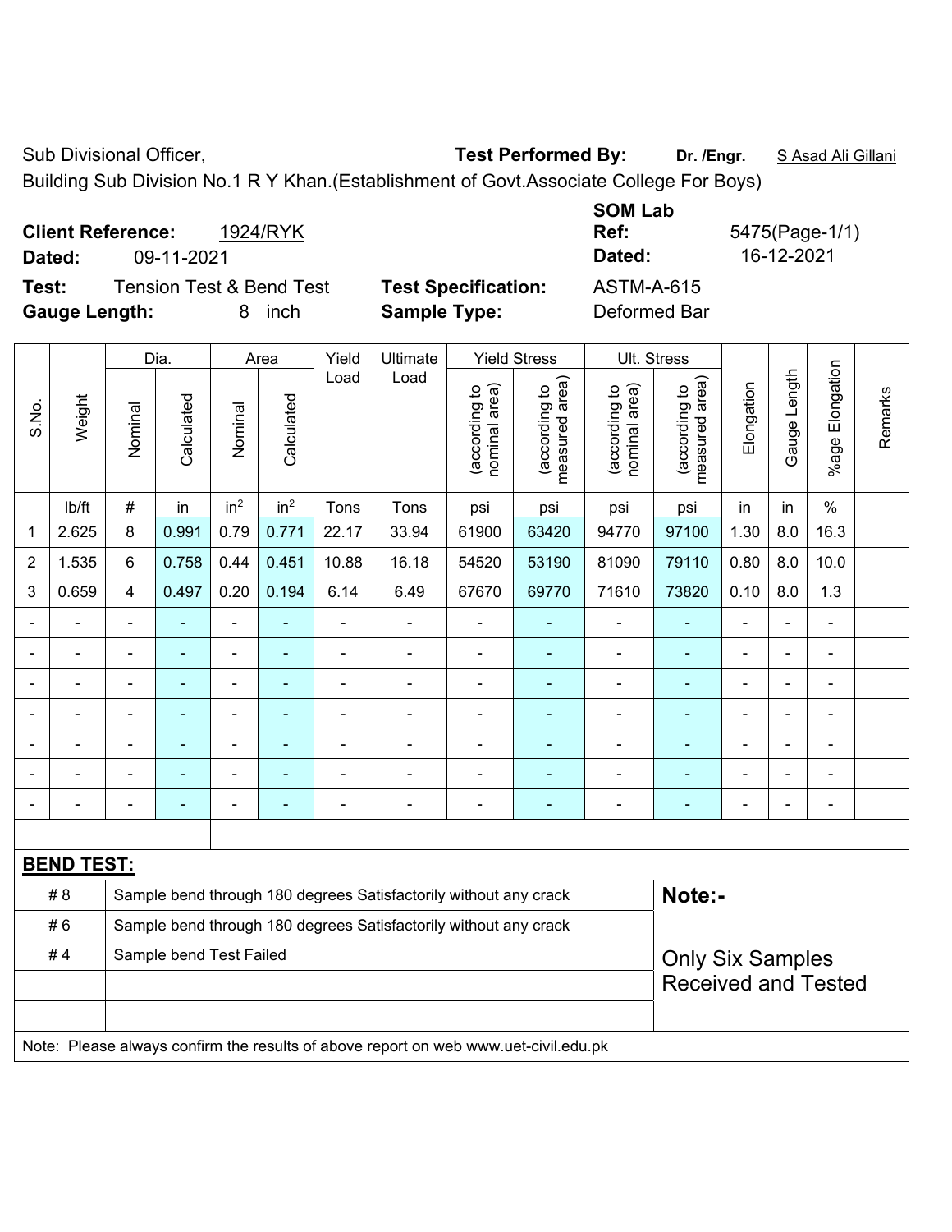Sub Divisional Officer, **Test Performed By:** **Dr. /Engr.** S Asad Ali Gillani

Building Sub Division No.1 R Y Khan.(Establishment of Govt.Associate College For Boys)

**Client Reference:** 1924/RYK **SOM Lab Ref:** 5475(Page-1/1)

**Dated:** 09-11-2021 **Dated:** 16-12-2021

**Test:** Tension Test & Bend Test **Test Specification:** ASTM-A-615

**Gauge Length:** 8 inch **Sample Type:** Deformed Bar

| S.No. | Weight | Dia. | | Area | | Yield Load | Ultimate Load | Yield Stress | | Ult. Stress | | Elongation | Gauge Length | %age Elongation | Remarks |
|---|---|---|---|---|---|---|---|---|---|---|---|---|---|---|---|
| | | Nominal | Calculated | Nominal | Calculated | | | (according to nominal area) | (according to measured area) | (according to nominal area) | (according to measured area) | | | | |
| | lb/ft | # | in | $in^2$ | $in^2$ | Tons | Tons | psi | psi | psi | psi | in | in | % | |
| 1 | 2.625 | 8 | 0.991 | 0.79 | 0.771 | 22.17 | 33.94 | 61900 | 63420 | 94770 | 97100 | 1.30 | 8.0 | 16.3 | |
| 2 | 1.535 | 6 | 0.758 | 0.44 | 0.451 | 10.88 | 16.18 | 54520 | 53190 | 81090 | 79110 | 0.80 | 8.0 | 10.0 | |
| 3 | 0.659 | 4 | 0.497 | 0.20 | 0.194 | 6.14 | 6.49 | 67670 | 69770 | 71610 | 73820 | 0.10 | 8.0 | 1.3 | |
| - | - | - | - | - | - | - | - | - | - | - | - | - | - | - | |
| - | - | - | - | - | - | - | - | - | - | - | - | - | - | - | |
| - | - | - | - | - | - | - | - | - | - | - | - | - | - | - | |
| - | - | - | - | - | - | - | - | - | - | - | - | - | - | - | |
| - | - | - | - | - | - | - | - | - | - | - | - | - | - | - | |
| - | - | - | - | - | - | - | - | - | - | - | - | - | - | - | |
| - | - | - | - | - | - | - | - | - | - | - | - | - | - | - | |

**BEND TEST:**

| | | |
|---|---|---|
| # 8 | Sample bend through 180 degrees Satisfactorily without any crack | **Note:-** |
| # 6 | Sample bend through 180 degrees Satisfactorily without any crack | |
| # 4 | Sample bend Test Failed | Only Six Samples Received and Tested |

Note: Please always confirm the results of above report on web www.uet-civil.edu.pk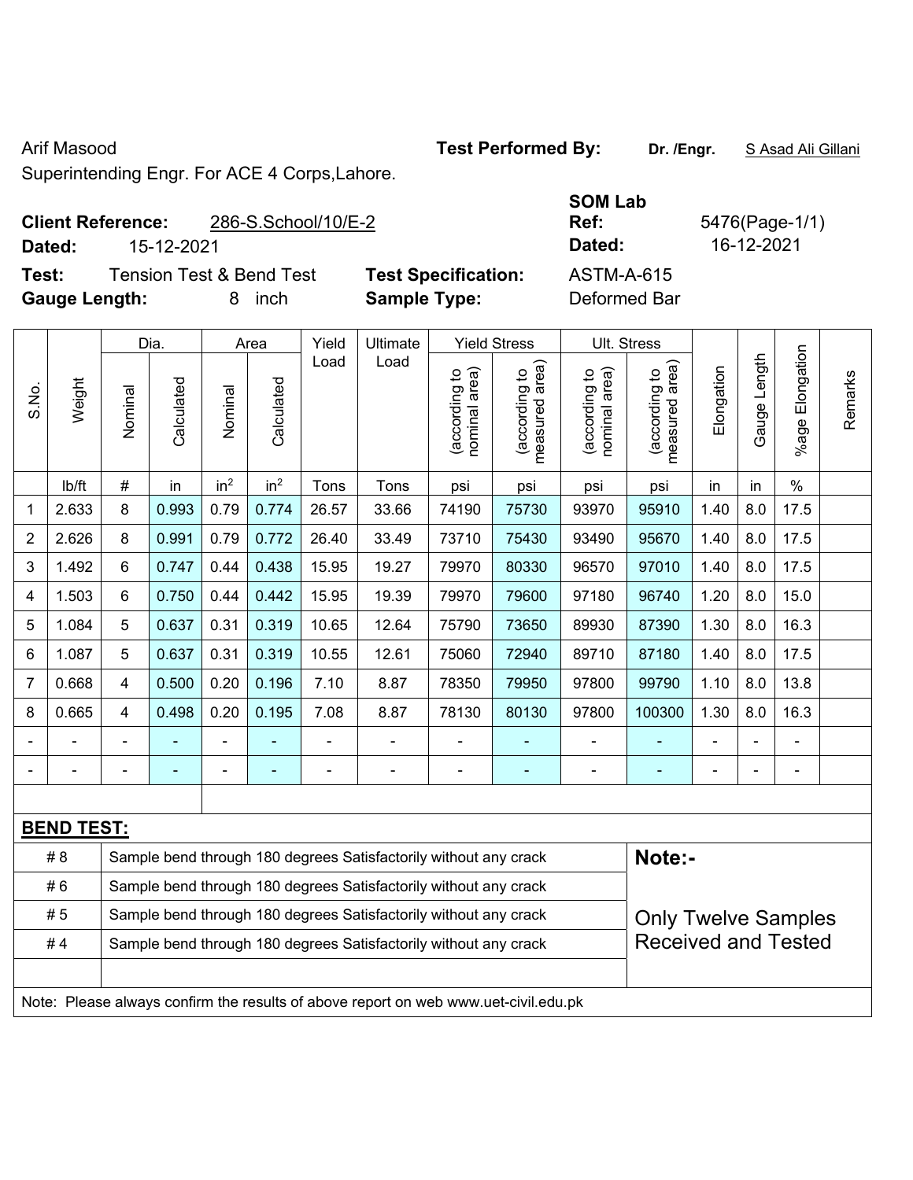Arif Masood

Superintending Engr. For ACE 4 Corps,Lahore.

**Test Performed By:** **Dr. /Engr.** S Asad Ali Gillani

**Client Reference:** 286-S.School/10/E-2

**Dated:** 15-12-2021

**SOM Lab Ref:** 5476(Page-1/1)

**Dated:** 16-12-2021

**Test:** Tension Test & Bend Test

**Test Specification:** ASTM-A-615

**Gauge Length:** 8 inch

**Sample Type:** Deformed Bar

| S.No. | Weight | Dia. | | Area | | Yield Load | Ultimate Load | Yield Stress | | Ult. Stress | | Elongation | Gauge Length | %age Elongation | Remarks |
|---|---|---|---|---|---|---|---|---|---|---|---|---|---|---|---|
| | | Nominal | Calculated | Nominal | Calculated | | | (according to nominal area) | (according to measured area) | (according to nominal area) | (according to measured area) | | | | |
| | lb/ft | # | in | $in^2$ | $in^2$ | Tons | Tons | psi | psi | psi | psi | in | in | % | |
| 1 | 2.633 | 8 | 0.993 | 0.79 | 0.774 | 26.57 | 33.66 | 74190 | 75730 | 93970 | 95910 | 1.40 | 8.0 | 17.5 | |
| 2 | 2.626 | 8 | 0.991 | 0.79 | 0.772 | 26.40 | 33.49 | 73710 | 75430 | 93490 | 95670 | 1.40 | 8.0 | 17.5 | |
| 3 | 1.492 | 6 | 0.747 | 0.44 | 0.438 | 15.95 | 19.27 | 79970 | 80330 | 96570 | 97010 | 1.40 | 8.0 | 17.5 | |
| 4 | 1.503 | 6 | 0.750 | 0.44 | 0.442 | 15.95 | 19.39 | 79970 | 79600 | 97180 | 96740 | 1.20 | 8.0 | 15.0 | |
| 5 | 1.084 | 5 | 0.637 | 0.31 | 0.319 | 10.65 | 12.64 | 75790 | 73650 | 89930 | 87390 | 1.30 | 8.0 | 16.3 | |
| 6 | 1.087 | 5 | 0.637 | 0.31 | 0.319 | 10.55 | 12.61 | 75060 | 72940 | 89710 | 87180 | 1.40 | 8.0 | 17.5 | |
| 7 | 0.668 | 4 | 0.500 | 0.20 | 0.196 | 7.10 | 8.87 | 78350 | 79950 | 97800 | 99790 | 1.10 | 8.0 | 13.8 | |
| 8 | 0.665 | 4 | 0.498 | 0.20 | 0.195 | 7.08 | 8.87 | 78130 | 80130 | 97800 | 100300 | 1.30 | 8.0 | 16.3 | |
| - | - | - | - | - | - | - | - | - | - | - | - | - | - | - | |
| - | - | - | - | - | - | - | - | - | - | - | - | - | - | - | |

**BEND TEST:**

| | |
|---|---|
| # 8 | Sample bend through 180 degrees Satisfactorily without any crack |
| # 6 | Sample bend through 180 degrees Satisfactorily without any crack |
| # 5 | Sample bend through 180 degrees Satisfactorily without any crack |
| # 4 | Sample bend through 180 degrees Satisfactorily without any crack |

**Note:-**

Only Twelve Samples Received and Tested

Note: Please always confirm the results of above report on web www.uet-civil.edu.pk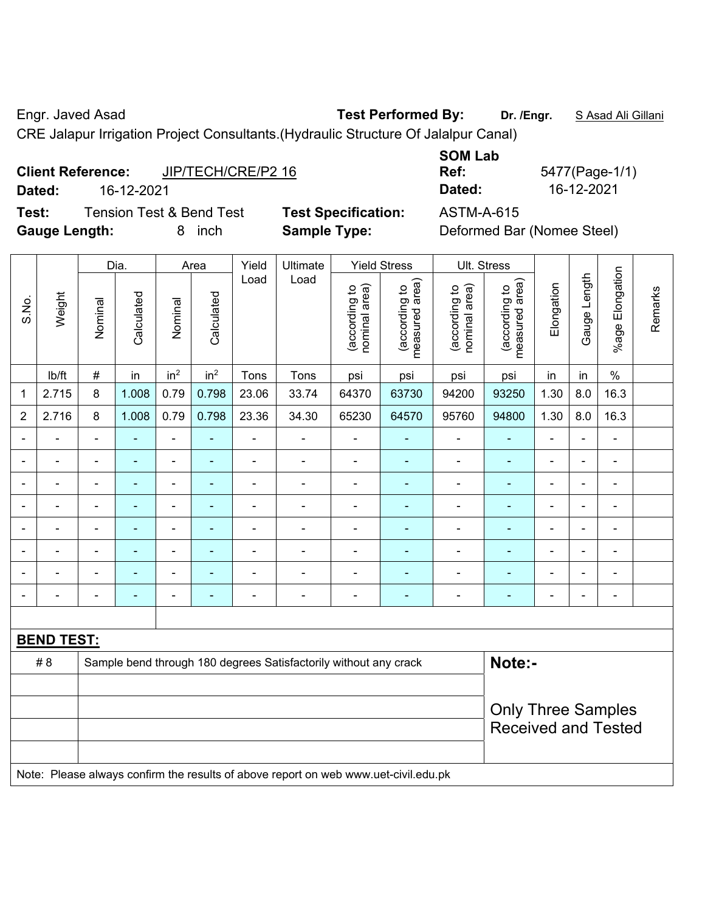Engr. Javed Asad **Test Performed By:** **Dr. /Engr.** S Asad Ali Gillani

CRE Jalapur Irrigation Project Consultants.(Hydraulic Structure Of Jalalpur Canal)

**Client Reference:** JIP/TECH/CRE/P2 16

**Dated:** 16-12-2021

**SOM Lab Ref:** 5477(Page-1/1)

**Dated:** 16-12-2021

**Test:** Tension Test & Bend Test **Test Specification:** ASTM-A-615

**Gauge Length:** 8 inch **Sample Type:** Deformed Bar (Nomee Steel)

| S.No. | Weight | Dia. | | Area | | Yield Load | Ultimate Load | Yield Stress | | Ult. Stress | | Elongation | Gauge Length | %age Elongation | Remarks |
|---|---|---|---|---|---|---|---|---|---|---|---|---|---|---|---|
| | | Nominal | Calculated | Nominal | Calculated | | | (according to nominal area) | (according to measured area) | (according to nominal area) | (according to measured area) | | | | |
| | lb/ft | # | in | $in^2$ | $in^2$ | Tons | Tons | psi | psi | psi | psi | in | in | % | |
| 1 | 2.715 | 8 | 1.008 | 0.79 | 0.798 | 23.06 | 33.74 | 64370 | 63730 | 94200 | 93250 | 1.30 | 8.0 | 16.3 | |
| 2 | 2.716 | 8 | 1.008 | 0.79 | 0.798 | 23.36 | 34.30 | 65230 | 64570 | 95760 | 94800 | 1.30 | 8.0 | 16.3 | |
| - | - | - | - | - | - | - | - | - | - | - | - | - | - | - | |
| - | - | - | - | - | - | - | - | - | - | - | - | - | - | - | |
| - | - | - | - | - | - | - | - | - | - | - | - | - | - | - | |
| - | - | - | - | - | - | - | - | - | - | - | - | - | - | - | |
| - | - | - | - | - | - | - | - | - | - | - | - | - | - | - | |
| - | - | - | - | - | - | - | - | - | - | - | - | - | - | - | |
| - | - | - | - | - | - | - | - | - | - | - | - | - | - | - | |
| - | - | - | - | - | - | - | - | - | - | - | - | - | - | - | |

**BEND TEST:**

| | | |
|---|---|---|
| # 8 | Sample bend through 180 degrees Satisfactorily without any crack | **Note:-** |
| | | Only Three Samples Received and Tested |

Note: Please always confirm the results of above report on web www.uet-civil.edu.pk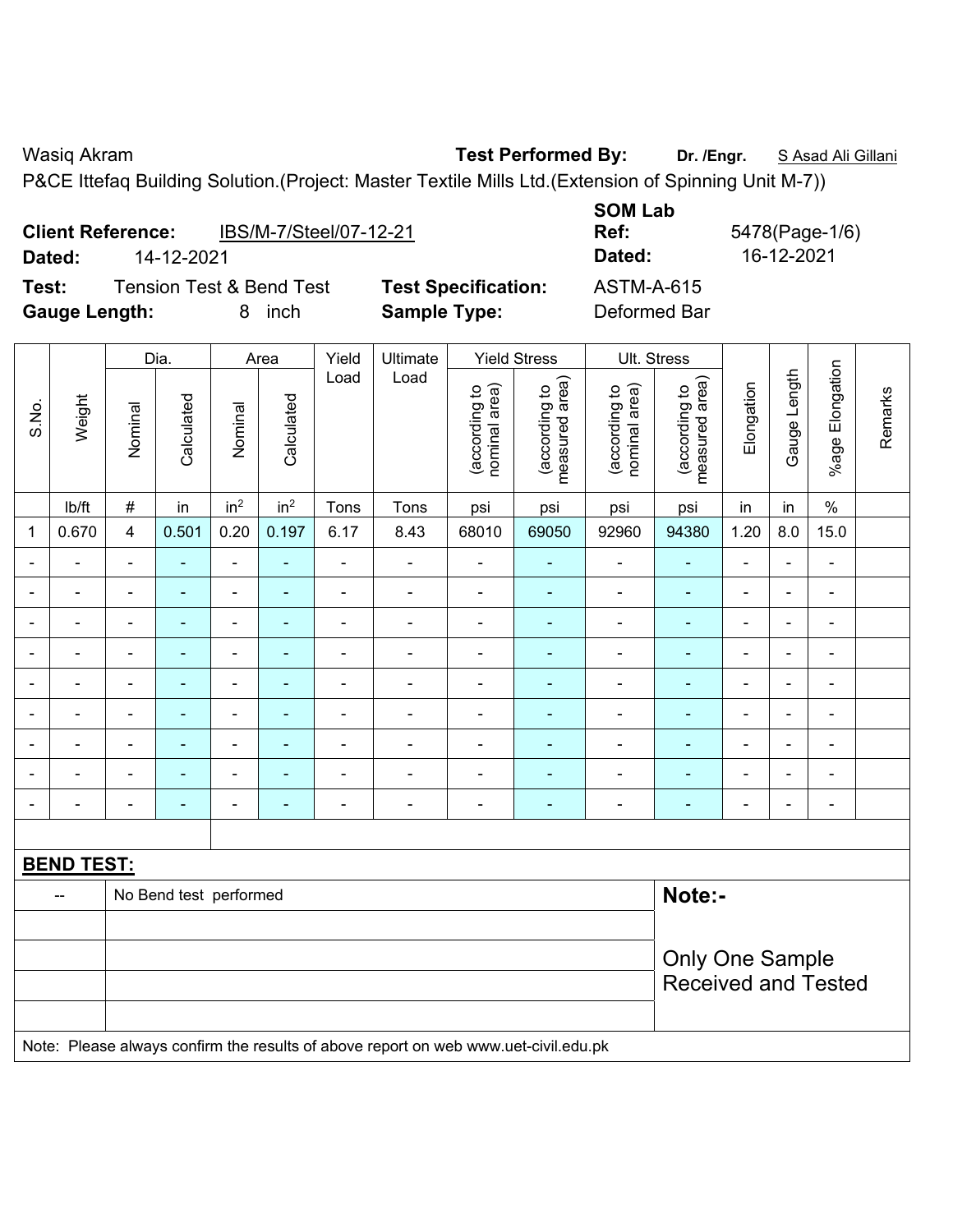Wasiq Akram **Test Performed By:** **Dr. /Engr.** S Asad Ali Gillani

P&CE Ittefaq Building Solution.(Project: Master Textile Mills Ltd.(Extension of Spinning Unit M-7))

**Client Reference:** IBS/M-7/Steel/07-12-21 **SOM Lab Ref:** 5478(Page-1/6)

**Dated:** 14-12-2021 **Dated:** 16-12-2021

**Test:** Tension Test & Bend Test **Test Specification:** ASTM-A-615

**Gauge Length:** 8 inch **Sample Type:** Deformed Bar

| S.No. | Weight | Dia. | | Area | | Yield Load | Ultimate Load | Yield Stress | | Ult. Stress | | Elongation | Gauge Length | %age Elongation | Remarks |
|---|---|---|---|---|---|---|---|---|---|---|---|---|---|---|---|
| | | Nominal | Calculated | Nominal | Calculated | | | (according to nominal area) | (according to measured area) | (according to nominal area) | (according to measured area) | | | | |
| | lb/ft | # | in | in² | in² | Tons | Tons | psi | psi | psi | psi | in | in | % | |
| 1 | 0.670 | 4 | 0.501 | 0.20 | 0.197 | 6.17 | 8.43 | 68010 | 69050 | 92960 | 94380 | 1.20 | 8.0 | 15.0 | |
| - | - | - | - | - | - | - | - | - | - | - | - | - | - | - | |
| - | - | - | - | - | - | - | - | - | - | - | - | - | - | - | |
| - | - | - | - | - | - | - | - | - | - | - | - | - | - | - | |
| - | - | - | - | - | - | - | - | - | - | - | - | - | - | - | |
| - | - | - | - | - | - | - | - | - | - | - | - | - | - | - | |
| - | - | - | - | - | - | - | - | - | - | - | - | - | - | - | |
| - | - | - | - | - | - | - | - | - | - | - | - | - | - | - | |
| - | - | - | - | - | - | - | - | - | - | - | - | - | - | - | |
| - | - | - | - | - | - | - | - | - | - | - | - | - | - | - | |

**BEND TEST:**

| | | |
|---|---|---|
| -- | No Bend test performed | **Note:-** |
| | | Only One Sample Received and Tested |

Note: Please always confirm the results of above report on web www.uet-civil.edu.pk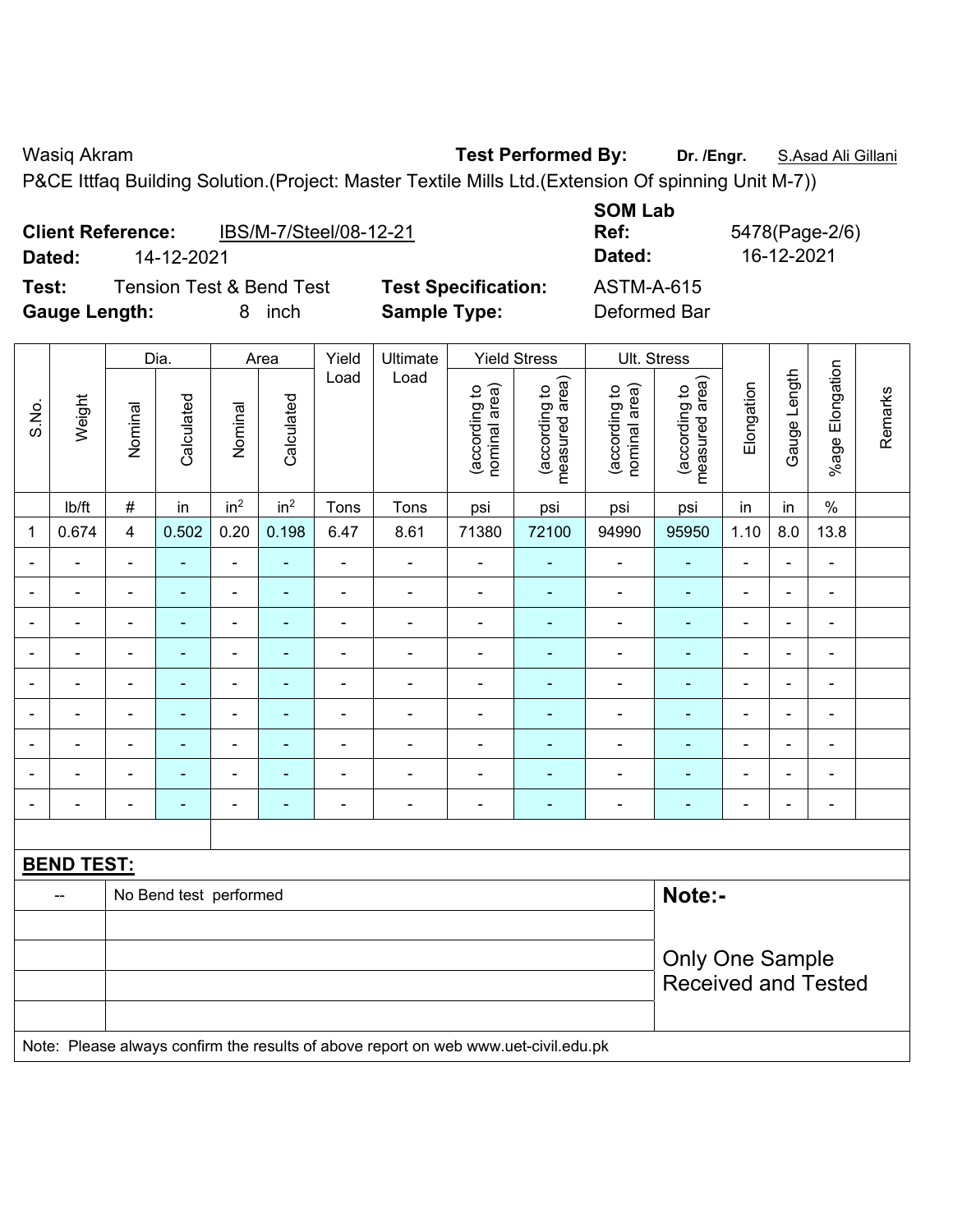Wasiq Akram **Test Performed By:** **Dr. /Engr.** S.Asad Ali Gillani

P&CE Ittfaq Building Solution.(Project: Master Textile Mills Ltd.(Extension Of spinning Unit M-7))

**Client Reference:** IBS/M-7/Steel/08-12-21 **SOM Lab Ref:** 5478(Page-2/6)

**Dated:** 14-12-2021 **Dated:** 16-12-2021

**Test:** Tension Test & Bend Test **Test Specification:** ASTM-A-615

**Gauge Length:** 8 inch **Sample Type:** Deformed Bar

| S.No. | Weight | Dia. | | Area | | Yield Load | Ultimate Load | Yield Stress | | Ult. Stress | | Elongation | Gauge Length | %age Elongation | Remarks |
|---|---|---|---|---|---|---|---|---|---|---|---|---|---|---|---|
| | | Nominal | Calculated | Nominal | Calculated | | | (according to nominal area) | (according to measured area) | (according to nominal area) | (according to measured area) | | | | |
| | lb/ft | # | in | in² | in² | Tons | Tons | psi | psi | psi | psi | in | in | % | |
| 1 | 0.674 | 4 | 0.502 | 0.20 | 0.198 | 6.47 | 8.61 | 71380 | 72100 | 94990 | 95950 | 1.10 | 8.0 | 13.8 | |
| - | - | - | - | - | - | - | - | - | - | - | - | - | - | - | |
| - | - | - | - | - | - | - | - | - | - | - | - | - | - | - | |
| - | - | - | - | - | - | - | - | - | - | - | - | - | - | - | |
| - | - | - | - | - | - | - | - | - | - | - | - | - | - | - | |
| - | - | - | - | - | - | - | - | - | - | - | - | - | - | - | |
| - | - | - | - | - | - | - | - | - | - | - | - | - | - | - | |
| - | - | - | - | - | - | - | - | - | - | - | - | - | - | - | |
| - | - | - | - | - | - | - | - | - | - | - | - | - | - | - | |
| - | - | - | - | - | - | - | - | - | - | - | - | - | - | - | |

**BEND TEST:**

| | | |
|---|---|---|
| -- | No Bend test performed | **Note:-** |
| | | Only One Sample Received and Tested |

Note: Please always confirm the results of above report on web www.uet-civil.edu.pk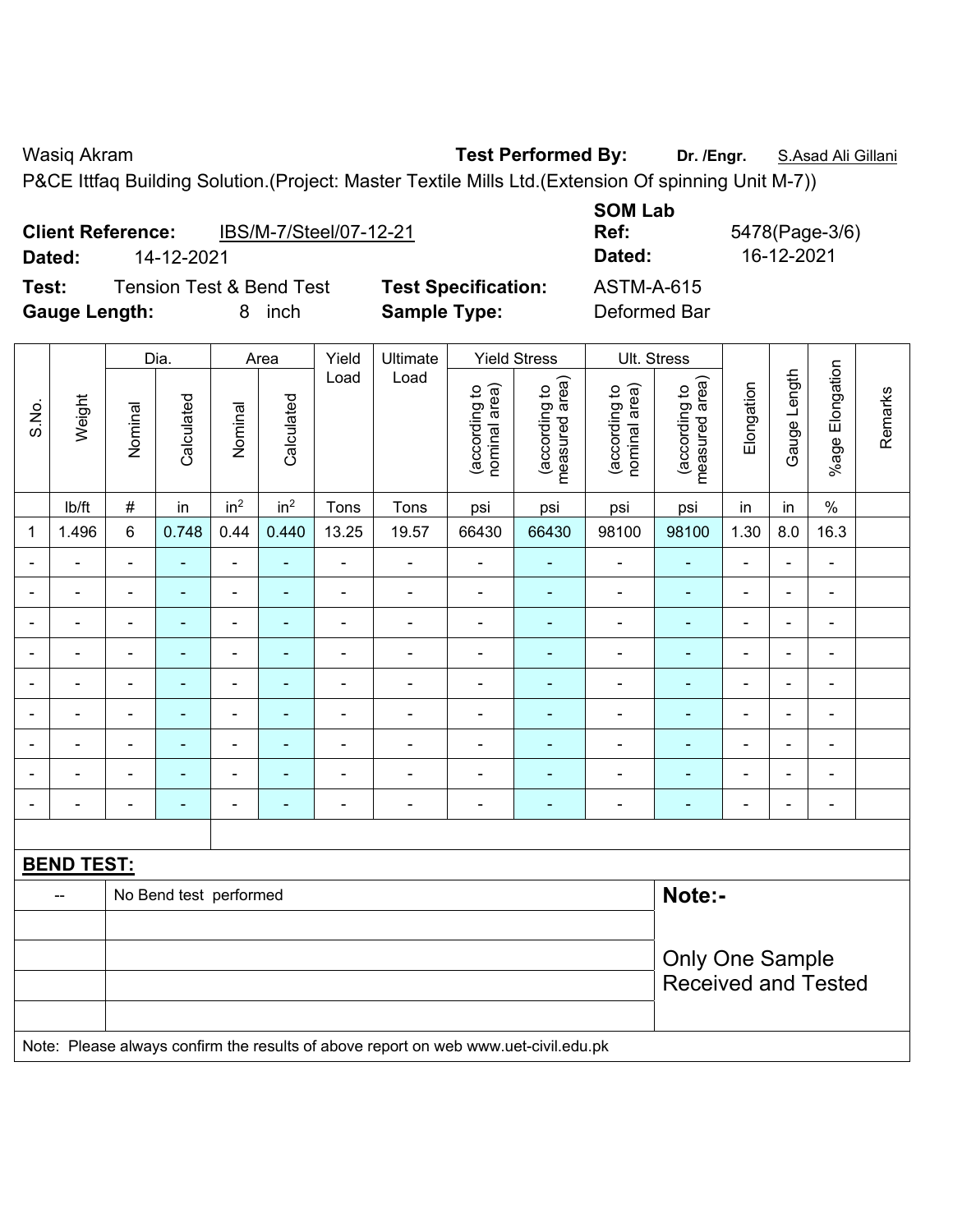Wasiq Akram **Test Performed By:** **Dr. /Engr.** S.Asad Ali Gillani

P&CE Ittfaq Building Solution.(Project: Master Textile Mills Ltd.(Extension Of spinning Unit M-7))

**Client Reference:** IBS/M-7/Steel/07-12-21 **SOM Lab Ref:** 5478(Page-3/6)

**Dated:** 14-12-2021 **Dated:** 16-12-2021

**Test:** Tension Test & Bend Test **Test Specification:** ASTM-A-615

**Gauge Length:** 8 inch **Sample Type:** Deformed Bar

| S.No. | Weight | Dia. | | Area | | Yield Load | Ultimate Load | Yield Stress | | Ult. Stress | | Elongation | Gauge Length | %age Elongation | Remarks |
|---|---|---|---|---|---|---|---|---|---|---|---|---|---|---|---|
| | | Nominal | Calculated | Nominal | Calculated | | | (according to nominal area) | (according to measured area) | (according to nominal area) | (according to measured area) | | | | |
| | lb/ft | # | in | in$^2$ | in$^2$ | Tons | Tons | psi | psi | psi | psi | in | in | % | |
| 1 | 1.496 | 6 | 0.748 | 0.44 | 0.440 | 13.25 | 19.57 | 66430 | 66430 | 98100 | 98100 | 1.30 | 8.0 | 16.3 | |
| - | - | - | - | - | - | - | - | - | - | - | - | - | - | - | |
| - | - | - | - | - | - | - | - | - | - | - | - | - | - | - | |
| - | - | - | - | - | - | - | - | - | - | - | - | - | - | - | |
| - | - | - | - | - | - | - | - | - | - | - | - | - | - | - | |
| - | - | - | - | - | - | - | - | - | - | - | - | - | - | - | |
| - | - | - | - | - | - | - | - | - | - | - | - | - | - | - | |
| - | - | - | - | - | - | - | - | - | - | - | - | - | - | - | |
| - | - | - | - | - | - | - | - | - | - | - | - | - | - | - | |
| - | - | - | - | - | - | - | - | - | - | - | - | - | - | - | |

**BEND TEST:**

| | | |
|---|---|---|
| -- | No Bend test performed | **Note:-** |
| | | Only One Sample Received and Tested |

Note: Please always confirm the results of above report on web www.uet-civil.edu.pk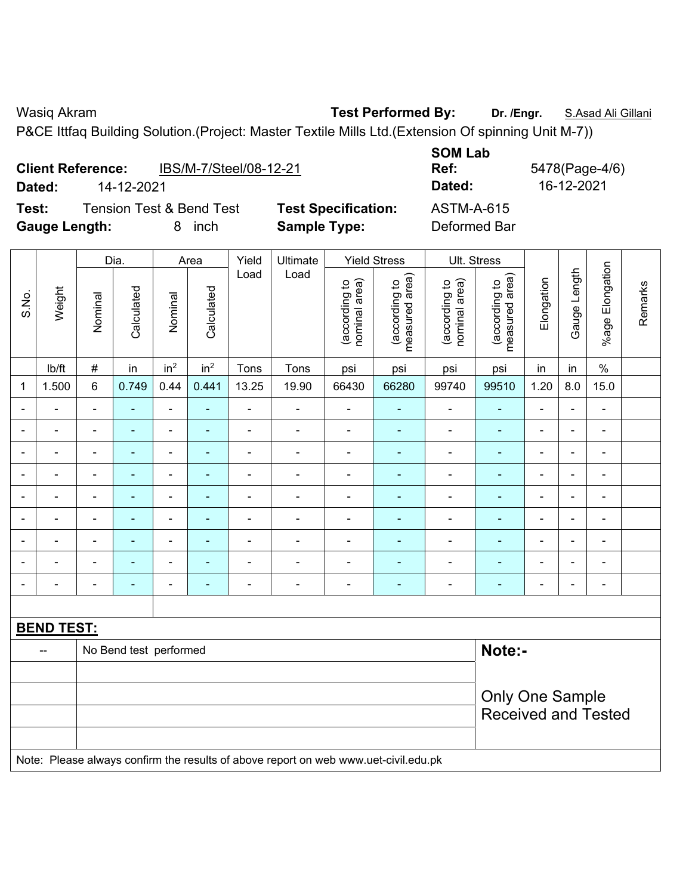Wasiq Akram **Test Performed By:** **Dr. /Engr.** S.Asad Ali Gillani

P&CE Ittfaq Building Solution.(Project: Master Textile Mills Ltd.(Extension Of spinning Unit M-7))

**Client Reference:** IBS/M-7/Steel/08-12-21

**Dated:** 14-12-2021

**SOM Lab Ref:** 5478(Page-4/6)

**Dated:** 16-12-2021

**Test:** Tension Test & Bend Test

**Test Specification:** ASTM-A-615

**Gauge Length:** 8 inch

**Sample Type:** Deformed Bar

| S.No. | Weight | Dia. | | Area | | Yield Load | Ultimate Load | Yield Stress | | Ult. Stress | | Elongation | Gauge Length | %age Elongation | Remarks |
|---|---|---|---|---|---|---|---|---|---|---|---|---|---|---|---|
| | | Nominal | Calculated | Nominal | Calculated | | | (according to nominal area) | (according to measured area) | (according to nominal area) | (according to measured area) | | | | |
| | lb/ft | # | in | $in^2$ | $in^2$ | Tons | Tons | psi | psi | psi | psi | in | in | % | |
| 1 | 1.500 | 6 | 0.749 | 0.44 | 0.441 | 13.25 | 19.90 | 66430 | 66280 | 99740 | 99510 | 1.20 | 8.0 | 15.0 | |
| - | - | - | - | - | - | - | - | - | - | - | - | - | - | - | |
| - | - | - | - | - | - | - | - | - | - | - | - | - | - | - | |
| - | - | - | - | - | - | - | - | - | - | - | - | - | - | - | |
| - | - | - | - | - | - | - | - | - | - | - | - | - | - | - | |
| - | - | - | - | - | - | - | - | - | - | - | - | - | - | - | |
| - | - | - | - | - | - | - | - | - | - | - | - | - | - | - | |
| - | - | - | - | - | - | - | - | - | - | - | - | - | - | - | |
| - | - | - | - | - | - | - | - | - | - | - | - | - | - | - | |
| - | - | - | - | - | - | - | - | - | - | - | - | - | - | - | |

**BEND TEST:**

| | | |
|---|---|---|
| -- | No Bend test performed | **Note:-** |
| | | Only One Sample Received and Tested |

Note: Please always confirm the results of above report on web www.uet-civil.edu.pk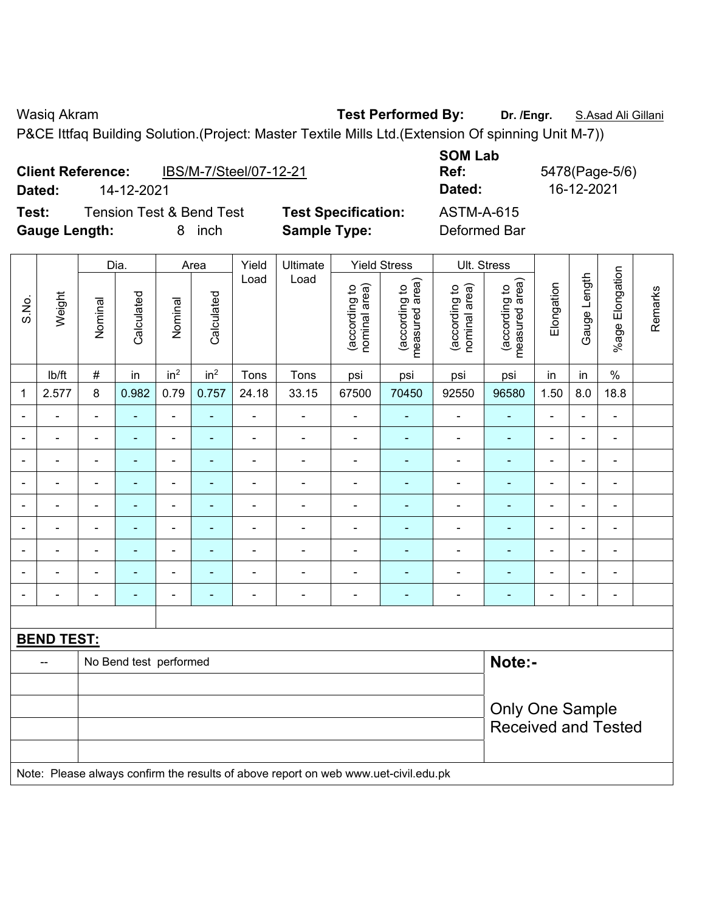Wasiq Akram **Test Performed By:** **Dr. /Engr.** S.Asad Ali Gillani

P&CE Ittfaq Building Solution.(Project: Master Textile Mills Ltd.(Extension Of spinning Unit M-7))

**Client Reference:** IBS/M-7/Steel/07-12-21 **SOM Lab Ref:** 5478(Page-5/6)

**Dated:** 14-12-2021 **Dated:** 16-12-2021

**Test:** Tension Test & Bend Test **Test Specification:** ASTM-A-615

**Gauge Length:** 8 inch **Sample Type:** Deformed Bar

| S.No. | Weight | Dia. | | Area | | Yield Load | Ultimate Load | Yield Stress | | Ult. Stress | | Elongation | Gauge Length | %age Elongation | Remarks |
|---|---|---|---|---|---|---|---|---|---|---|---|---|---|---|---|
| | | Nominal | Calculated | Nominal | Calculated | | | (according to nominal area) | (according to measured area) | (according to nominal area) | (according to measured area) | | | | |
| | lb/ft | # | in | $in^2$ | $in^2$ | Tons | Tons | psi | psi | psi | psi | in | in | % | |
| 1 | 2.577 | 8 | 0.982 | 0.79 | 0.757 | 24.18 | 33.15 | 67500 | 70450 | 92550 | 96580 | 1.50 | 8.0 | 18.8 | |
| - | - | - | - | - | - | - | - | - | - | - | - | - | - | - | |
| - | - | - | - | - | - | - | - | - | - | - | - | - | - | - | |
| - | - | - | - | - | - | - | - | - | - | - | - | - | - | - | |
| - | - | - | - | - | - | - | - | - | - | - | - | - | - | - | |
| - | - | - | - | - | - | - | - | - | - | - | - | - | - | - | |
| - | - | - | - | - | - | - | - | - | - | - | - | - | - | - | |
| - | - | - | - | - | - | - | - | - | - | - | - | - | - | - | |
| - | - | - | - | - | - | - | - | - | - | - | - | - | - | - | |
| - | - | - | - | - | - | - | - | - | - | - | - | - | - | - | |

**BEND TEST:**

| -- | No Bend test performed |
|---|---|

**Note:-**

Only One Sample Received and Tested

Note: Please always confirm the results of above report on web www.uet-civil.edu.pk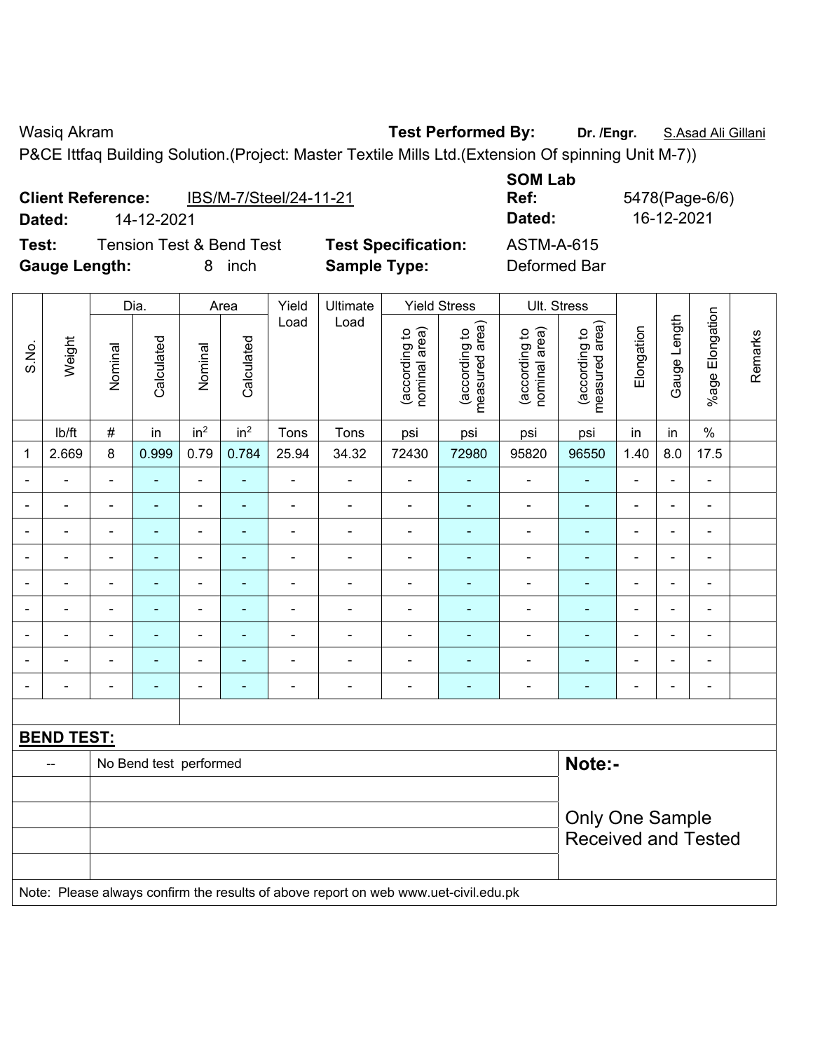Wasiq Akram **Test Performed By:** **Dr. /Engr.** S.Asad Ali Gillani

P&CE Ittfaq Building Solution.(Project: Master Textile Mills Ltd.(Extension Of spinning Unit M-7))

**Client Reference:** IBS/M-7/Steel/24-11-21 **SOM Lab Ref:** 5478(Page-6/6)

**Dated:** 14-12-2021 **Dated:** 16-12-2021

**Test:** Tension Test & Bend Test **Test Specification:** ASTM-A-615

**Gauge Length:** 8 inch **Sample Type:** Deformed Bar

| S.No. | Weight | Dia. | | Area | | Yield Load | Ultimate Load | Yield Stress | | Ult. Stress | | Elongation | Gauge Length | %age Elongation | Remarks |
|---|---|---|---|---|---|---|---|---|---|---|---|---|---|---|---|
| | | Nominal | Calculated | Nominal | Calculated | | | (according to nominal area) | (according to measured area) | (according to nominal area) | (according to measured area) | | | | |
| | lb/ft | # | in | $in^2$ | $in^2$ | Tons | Tons | psi | psi | psi | psi | in | in | % | |
| 1 | 2.669 | 8 | 0.999 | 0.79 | 0.784 | 25.94 | 34.32 | 72430 | 72980 | 95820 | 96550 | 1.40 | 8.0 | 17.5 | |
| - | - | - | - | - | - | - | - | - | - | - | - | - | - | - | |
| - | - | - | - | - | - | - | - | - | - | - | - | - | - | - | |
| - | - | - | - | - | - | - | - | - | - | - | - | - | - | - | |
| - | - | - | - | - | - | - | - | - | - | - | - | - | - | - | |
| - | - | - | - | - | - | - | - | - | - | - | - | - | - | - | |
| - | - | - | - | - | - | - | - | - | - | - | - | - | - | - | |
| - | - | - | - | - | - | - | - | - | - | - | - | - | - | - | |
| - | - | - | - | - | - | - | - | - | - | - | - | - | - | - | |
| - | - | - | - | - | - | - | - | - | - | - | - | - | - | - | |

**BEND TEST:**

| -- | No Bend test performed | **Note:-** |
|---|---|---|
| | | Only One Sample Received and Tested |

Note: Please always confirm the results of above report on web www.uet-civil.edu.pk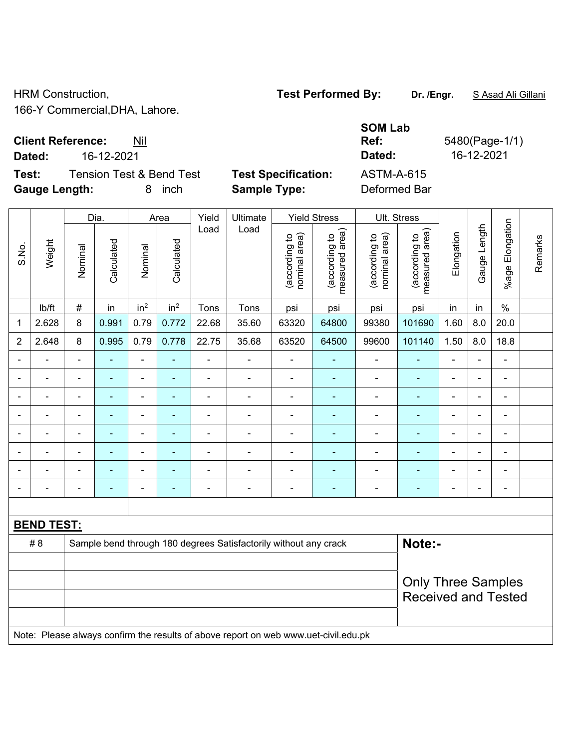HRM Construction,
166-Y Commercial,DHA, Lahore.

**Test Performed By:** **Dr. /Engr.** S Asad Ali Gillani

**Client Reference:** Nil
**Dated:** 16-12-2021

**SOM Lab Ref:** 5480(Page-1/1)
**Dated:** 16-12-2021

**Test:** Tension Test & Bend Test
**Gauge Length:** 8 inch

**Test Specification:** ASTM-A-615
**Sample Type:** Deformed Bar

| S.No. | Weight | Dia. | | Area | | Yield Load | Ultimate Load | Yield Stress | | Ult. Stress | | Elongation | Gauge Length | %age Elongation | Remarks |
|---|---|---|---|---|---|---|---|---|---|---|---|---|---|---|---|
| | | Nominal | Calculated | Nominal | Calculated | | | (according to nominal area) | (according to measured area) | (according to nominal area) | (according to measured area) | | | | |
| | lb/ft | # | in | in² | in² | Tons | Tons | psi | psi | psi | psi | in | in | % | |
| 1 | 2.628 | 8 | 0.991 | 0.79 | 0.772 | 22.68 | 35.60 | 63320 | 64800 | 99380 | 101690 | 1.60 | 8.0 | 20.0 | |
| 2 | 2.648 | 8 | 0.995 | 0.79 | 0.778 | 22.75 | 35.68 | 63520 | 64500 | 99600 | 101140 | 1.50 | 8.0 | 18.8 | |
| - | - | - | - | - | - | - | - | - | - | - | - | - | - | - | |
| - | - | - | - | - | - | - | - | - | - | - | - | - | - | - | |
| - | - | - | - | - | - | - | - | - | - | - | - | - | - | - | |
| - | - | - | - | - | - | - | - | - | - | - | - | - | - | - | |
| - | - | - | - | - | - | - | - | - | - | - | - | - | - | - | |
| - | - | - | - | - | - | - | - | - | - | - | - | - | - | - | |
| - | - | - | - | - | - | - | - | - | - | - | - | - | - | - | |
| - | - | - | - | - | - | - | - | - | - | - | - | - | - | - | |

**BEND TEST:**

| | | |
|---|---|---|
| # 8 | Sample bend through 180 degrees Satisfactorily without any crack | **Note:-** Only Three Samples Received and Tested |

Note: Please always confirm the results of above report on web www.uet-civil.edu.pk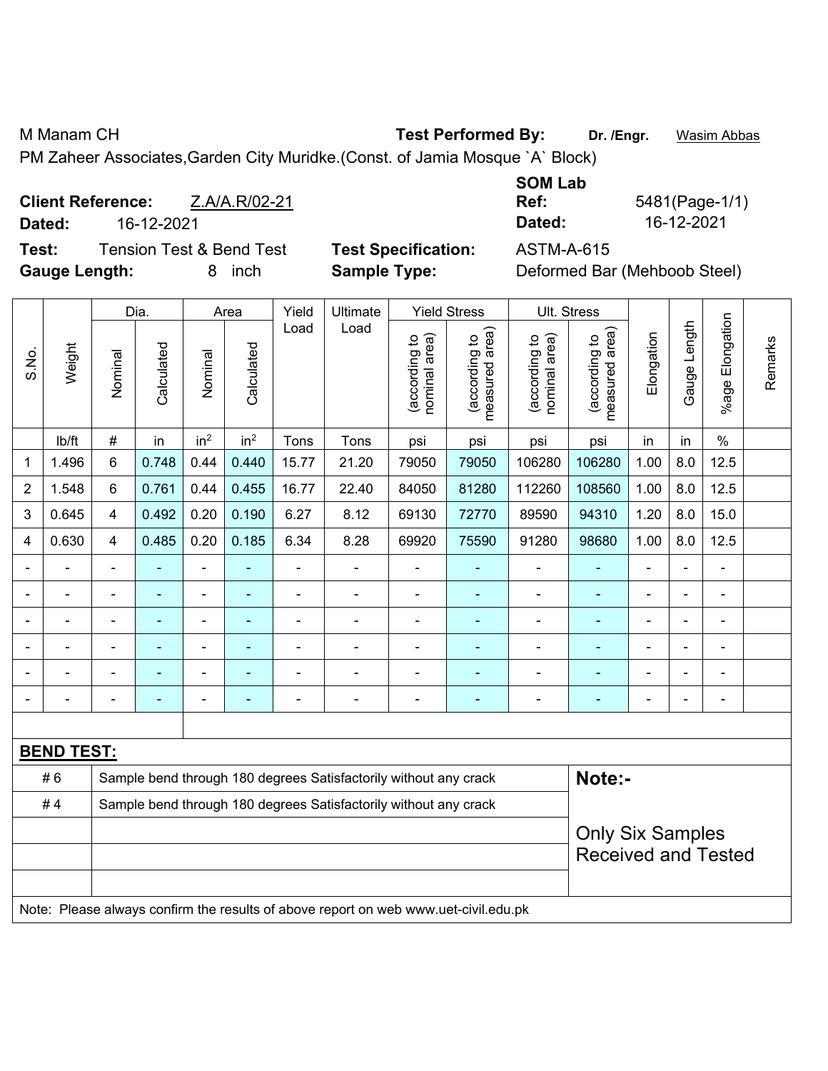M Manam CH

**Test Performed By:** **Dr. /Engr.** Wasim Abbas

PM Zaheer Associates,Garden City Muridke.(Const. of Jamia Mosque `A` Block)

**Client Reference:** Z.A/A.R/02-21

**Dated:** 16-12-2021

**SOM Lab Ref:** 5481(Page-1/1)

**Dated:** 16-12-2021

**Test:** Tension Test & Bend Test

**Test Specification:** ASTM-A-615

**Gauge Length:** 8 inch

**Sample Type:** Deformed Bar (Mehboob Steel)

| S.No. | Weight | Dia. | | Area | | Yield Load | Ultimate Load | Yield Stress | | Ult. Stress | | Elongation | Gauge Length | %age Elongation | Remarks |
|---|---|---|---|---|---|---|---|---|---|---|---|---|---|---|---|
| | | Nominal | Calculated | Nominal | Calculated | | | (according to nominal area) | (according to measured area) | (according to nominal area) | (according to measured area) | | | | |
| | lb/ft | # | in | in$^2$ | in$^2$ | Tons | Tons | psi | psi | psi | psi | in | in | % | |
| 1 | 1.496 | 6 | 0.748 | 0.44 | 0.440 | 15.77 | 21.20 | 79050 | 79050 | 106280 | 106280 | 1.00 | 8.0 | 12.5 | |
| 2 | 1.548 | 6 | 0.761 | 0.44 | 0.455 | 16.77 | 22.40 | 84050 | 81280 | 112260 | 108560 | 1.00 | 8.0 | 12.5 | |
| 3 | 0.645 | 4 | 0.492 | 0.20 | 0.190 | 6.27 | 8.12 | 69130 | 72770 | 89590 | 94310 | 1.20 | 8.0 | 15.0 | |
| 4 | 0.630 | 4 | 0.485 | 0.20 | 0.185 | 6.34 | 8.28 | 69920 | 75590 | 91280 | 98680 | 1.00 | 8.0 | 12.5 | |
| - | - | - | - | - | - | - | - | - | - | - | - | - | - | - | |
| - | - | - | - | - | - | - | - | - | - | - | - | - | - | - | |
| - | - | - | - | - | - | - | - | - | - | - | - | - | - | - | |
| - | - | - | - | - | - | - | - | - | - | - | - | - | - | - | |
| - | - | - | - | - | - | - | - | - | - | - | - | - | - | - | |
| - | - | - | - | - | - | - | - | - | - | - | - | - | - | - | |

**BEND TEST:**

| | | |
|---|---|---|
| # 6 | Sample bend through 180 degrees Satisfactorily without any crack | **Note:-** |
| # 4 | Sample bend through 180 degrees Satisfactorily without any crack | Only Six Samples Received and Tested |

Note: Please always confirm the results of above report on web www.uet-civil.edu.pk